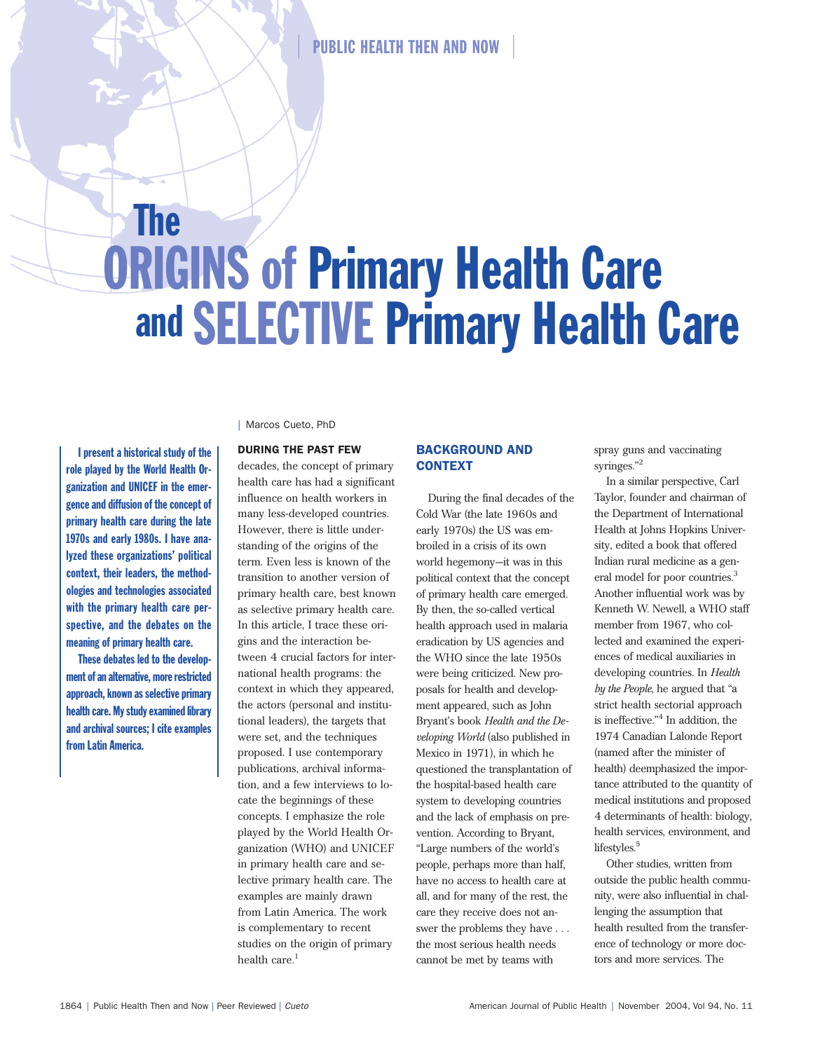# The ORIGINS of Primary Health Care and SELECTIVE Primary Health Care

Marcos Cueto, PhD

**I present a historical study of the role played by the World Health Organization and UNICEF in the emergence and diffusion of the concept of primary health care during the late 1970s and early 1980s. I have analyzed these organizations' political context, their leaders, the methodologies and technologies associated with the primary health care perspective, and the debates on the meaning of primary health care.**

**These debates led to the development of an alternative, more restricted approach, known as selective primary health care. My study examined library and archival sources; I cite examples from Latin America.**

**DURING THE PAST FEW** decades, the concept of primary health care has had a significant influence on health workers in many less-developed countries. However, there is little understanding of the origins of the term. Even less is known of the transition to another version of primary health care, best known as selective primary health care. In this article, I trace these origins and the interaction between 4 crucial factors for international health programs: the context in which they appeared, the actors (personal and institutional leaders), the targets that were set, and the techniques proposed. I use contemporary publications, archival information, and a few interviews to locate the beginnings of these concepts. I emphasize the role played by the World Health Organization (WHO) and UNICEF in primary health care and selective primary health care. The examples are mainly drawn from Latin America. The work is complementary to recent studies on the origin of primary health care.[1]

## BACKGROUND AND CONTEXT

During the final decades of the Cold War (the late 1960s and early 1970s) the US was embroiled in a crisis of its own world hegemony—it was in this political context that the concept of primary health care emerged. By then, the so-called vertical health approach used in malaria eradication by US agencies and the WHO since the late 1950s were being criticized. New proposals for health and development appeared, such as John Bryant's book *Health and the Developing World* (also published in Mexico in 1971), in which he questioned the transplantation of the hospital-based health care system to developing countries and the lack of emphasis on prevention. According to Bryant, "Large numbers of the world's people, perhaps more than half, have no access to health care at all, and for many of the rest, the care they receive does not answer the problems they have . . . the most serious health needs cannot be met by teams with spray guns and vaccinating syringes."[2]

In a similar perspective, Carl Taylor, founder and chairman of the Department of International Health at Johns Hopkins University, edited a book that offered Indian rural medicine as a general model for poor countries.[3] Another influential work was by Kenneth W. Newell, a WHO staff member from 1967, who collected and examined the experiences of medical auxiliaries in developing countries. In *Health by the People*, he argued that "a strict health sectorial approach is ineffective."[4] In addition, the 1974 Canadian Lalonde Report (named after the minister of health) deemphasized the importance attributed to the quantity of medical institutions and proposed 4 determinants of health: biology, health services, environment, and lifestyles.[5]

Other studies, written from outside the public health community, were also influential in challenging the assumption that health resulted from the transference of technology or more doctors and more services. The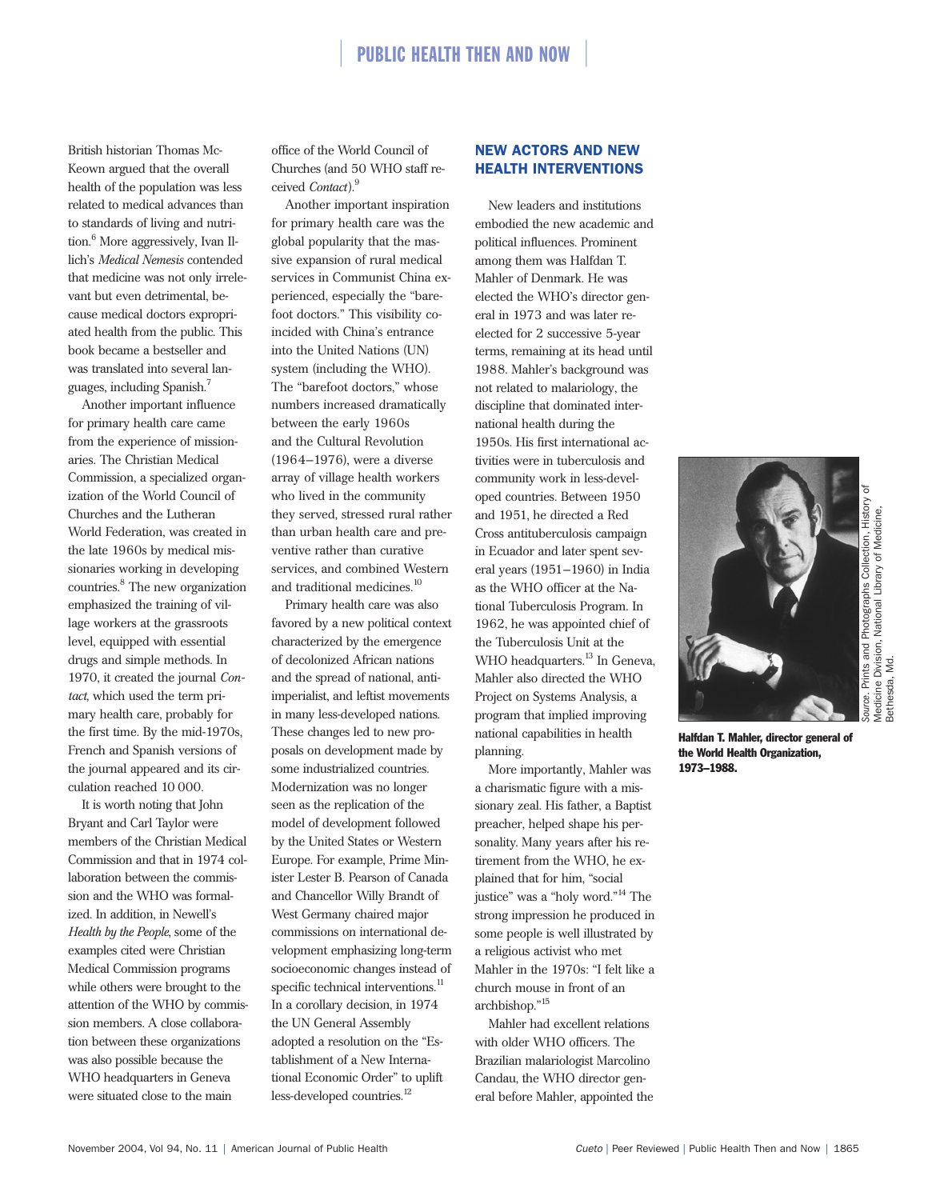British historian Thomas McKeown argued that the overall health of the population was less related to medical advances than to standards of living and nutrition.[6] More aggressively, Ivan Illich's *Medical Nemesis* contended that medicine was not only irrelevant but even detrimental, because medical doctors expropriated health from the public. This book became a bestseller and was translated into several languages, including Spanish.[7]

Another important influence for primary health care came from the experience of missionaries. The Christian Medical Commission, a specialized organization of the World Council of Churches and the Lutheran World Federation, was created in the late 1960s by medical missionaries working in developing countries.[8] The new organization emphasized the training of village workers at the grassroots level, equipped with essential drugs and simple methods. In 1970, it created the journal *Contact*, which used the term primary health care, probably for the first time. By the mid-1970s, French and Spanish versions of the journal appeared and its circulation reached 10 000.

It is worth noting that John Bryant and Carl Taylor were members of the Christian Medical Commission and that in 1974 collaboration between the commission and the WHO was formalized. In addition, in Newell's *Health by the People*, some of the examples cited were Christian Medical Commission programs while others were brought to the attention of the WHO by commission members. A close collaboration between these organizations was also possible because the WHO headquarters in Geneva were situated close to the main office of the World Council of Churches (and 50 WHO staff received *Contact*).[9]

Another important inspiration for primary health care was the global popularity that the massive expansion of rural medical services in Communist China experienced, especially the "barefoot doctors." This visibility coincided with China's entrance into the United Nations (UN) system (including the WHO). The "barefoot doctors," whose numbers increased dramatically between the early 1960s and the Cultural Revolution (1964–1976), were a diverse array of village health workers who lived in the community they served, stressed rural rather than urban health care and preventive rather than curative services, and combined Western and traditional medicines.[10]

Primary health care was also favored by a new political context characterized by the emergence of decolonized African nations and the spread of national, anti-imperialist, and leftist movements in many less-developed nations. These changes led to new proposals on development made by some industrialized countries. Modernization was no longer seen as the replication of the model of development followed by the United States or Western Europe. For example, Prime Minister Lester B. Pearson of Canada and Chancellor Willy Brandt of West Germany chaired major commissions on international development emphasizing long-term socioeconomic changes instead of specific technical interventions.[11] In a corollary decision, in 1974 the UN General Assembly adopted a resolution on the "Establishment of a New International Economic Order" to uplift less-developed countries.[12]

## NEW ACTORS AND NEW HEALTH INTERVENTIONS

New leaders and institutions embodied the new academic and political influences. Prominent among them was Halfdan T. Mahler of Denmark. He was elected the WHO's director general in 1973 and was later reelected for 2 successive 5-year terms, remaining at its head until 1988. Mahler's background was not related to malariology, the discipline that dominated international health during the 1950s. His first international activities were in tuberculosis and community work in less-developed countries. Between 1950 and 1951, he directed a Red Cross antituberculosis campaign in Ecuador and later spent several years (1951–1960) in India as the WHO officer at the National Tuberculosis Program. In 1962, he was appointed chief of the Tuberculosis Unit at the WHO headquarters.[13] In Geneva, Mahler also directed the WHO Project on Systems Analysis, a program that implied improving national capabilities in health planning.

More importantly, Mahler was a charismatic figure with a missionary zeal. His father, a Baptist preacher, helped shape his personality. Many years after his retirement from the WHO, he explained that for him, "social justice" was a "holy word."[14] The strong impression he produced in some people is well illustrated by a religious activist who met Mahler in the 1970s: "I felt like a church mouse in front of an archbishop."[15]

Mahler had excellent relations with older WHO officers. The Brazilian malariologist Marcolino Candau, the WHO director general before Mahler, appointed the

*Source*. Prints and Photographs Collection, History of Medicine Division, National Library of Medicine, Bethesda, Md.

**Halfdan T. Mahler, director general of the World Health Organization, 1973–1988.**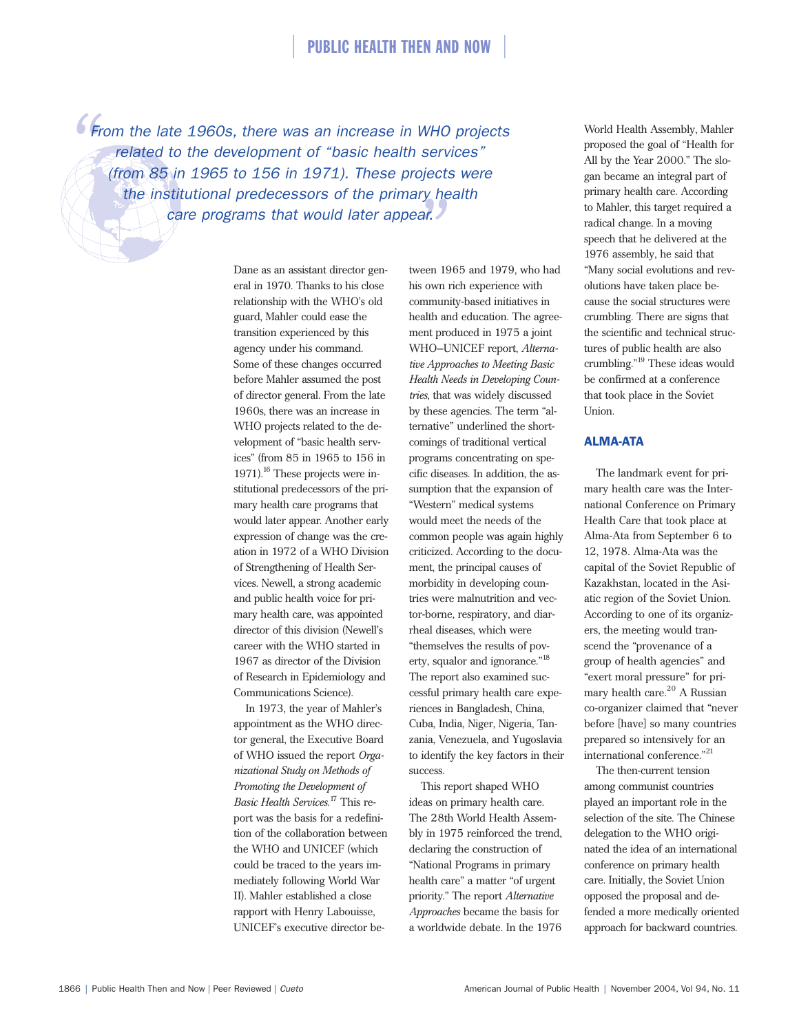> From the late 1960s, there was an increase in WHO projects related to the development of "basic health services" (from 85 in 1965 to 156 in 1971). These projects were the institutional predecessors of the primary health care programs that would later appear.

Dane as an assistant director general in 1970. Thanks to his close relationship with the WHO's old guard, Mahler could ease the transition experienced by this agency under his command. Some of these changes occurred before Mahler assumed the post of director general. From the late 1960s, there was an increase in WHO projects related to the development of "basic health services" (from 85 in 1965 to 156 in 1971).[16] These projects were institutional predecessors of the primary health care programs that would later appear. Another early expression of change was the creation in 1972 of a WHO Division of Strengthening of Health Services. Newell, a strong academic and public health voice for primary health care, was appointed director of this division (Newell's career with the WHO started in 1967 as director of the Division of Research in Epidemiology and Communications Science).

In 1973, the year of Mahler's appointment as the WHO director general, the Executive Board of WHO issued the report *Organizational Study on Methods of Promoting the Development of Basic Health Services*.[17] This report was the basis for a redefinition of the collaboration between the WHO and UNICEF (which could be traced to the years immediately following World War II). Mahler established a close rapport with Henry Labouisse, UNICEF's executive director between 1965 and 1979, who had his own rich experience with community-based initiatives in health and education. The agreement produced in 1975 a joint WHO–UNICEF report, *Alternative Approaches to Meeting Basic Health Needs in Developing Countries*, that was widely discussed by these agencies. The term "alternative" underlined the shortcomings of traditional vertical programs concentrating on specific diseases. In addition, the assumption that the expansion of "Western" medical systems would meet the needs of the common people was again highly criticized. According to the document, the principal causes of morbidity in developing countries were malnutrition and vector-borne, respiratory, and diarrheal diseases, which were "themselves the results of poverty, squalor and ignorance."[18] The report also examined successful primary health care experiences in Bangladesh, China, Cuba, India, Niger, Nigeria, Tanzania, Venezuela, and Yugoslavia to identify the key factors in their success.

This report shaped WHO ideas on primary health care. The 28th World Health Assembly in 1975 reinforced the trend, declaring the construction of "National Programs in primary health care" a matter "of urgent priority." The report *Alternative Approaches* became the basis for a worldwide debate. In the 1976 World Health Assembly, Mahler proposed the goal of "Health for All by the Year 2000." The slogan became an integral part of primary health care. According to Mahler, this target required a radical change. In a moving speech that he delivered at the 1976 assembly, he said that "Many social evolutions and revolutions have taken place because the social structures were crumbling. There are signs that the scientific and technical structures of public health are also crumbling."[19] These ideas would be confirmed at a conference that took place in the Soviet Union.

## ALMA-ATA

The landmark event for primary health care was the International Conference on Primary Health Care that took place at Alma-Ata from September 6 to 12, 1978. Alma-Ata was the capital of the Soviet Republic of Kazakhstan, located in the Asiatic region of the Soviet Union. According to one of its organizers, the meeting would transcend the "provenance of a group of health agencies" and "exert moral pressure" for primary health care.[20] A Russian co-organizer claimed that "never before [have] so many countries prepared so intensively for an international conference."[21]

The then-current tension among communist countries played an important role in the selection of the site. The Chinese delegation to the WHO originated the idea of an international conference on primary health care. Initially, the Soviet Union opposed the proposal and defended a more medically oriented approach for backward countries.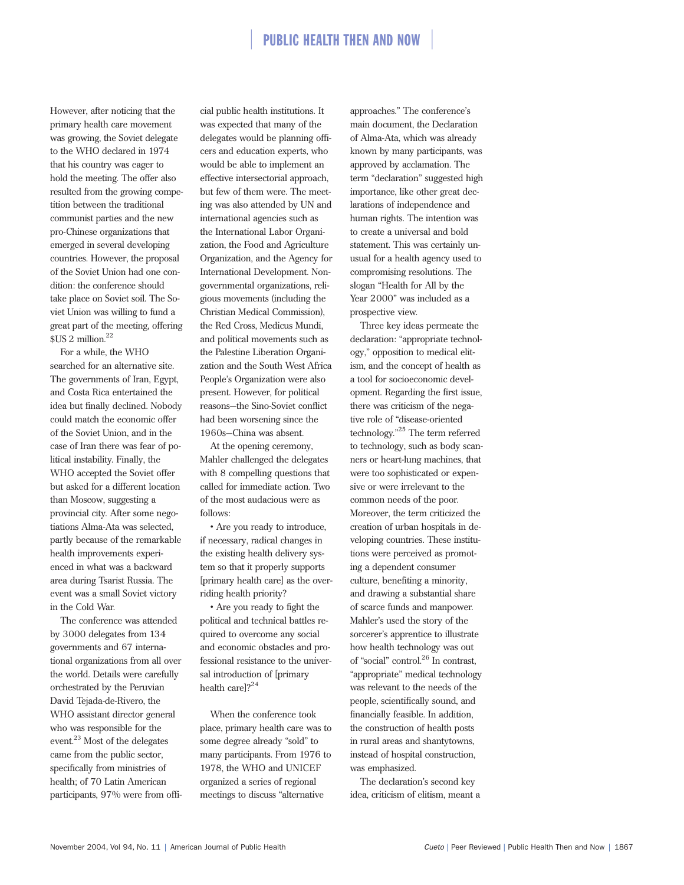However, after noticing that the primary health care movement was growing, the Soviet delegate to the WHO declared in 1974 that his country was eager to hold the meeting. The offer also resulted from the growing competition between the traditional communist parties and the new pro-Chinese organizations that emerged in several developing countries. However, the proposal of the Soviet Union had one condition: the conference should take place on Soviet soil. The Soviet Union was willing to fund a great part of the meeting, offering $US 2 million.[22]

For a while, the WHO searched for an alternative site. The governments of Iran, Egypt, and Costa Rica entertained the idea but finally declined. Nobody could match the economic offer of the Soviet Union, and in the case of Iran there was fear of political instability. Finally, the WHO accepted the Soviet offer but asked for a different location than Moscow, suggesting a provincial city. After some negotiations Alma-Ata was selected, partly because of the remarkable health improvements experienced in what was a backward area during Tsarist Russia. The event was a small Soviet victory in the Cold War.

The conference was attended by 3000 delegates from 134 governments and 67 international organizations from all over the world. Details were carefully orchestrated by the Peruvian David Tejada-de-Rivero, the WHO assistant director general who was responsible for the event.[23] Most of the delegates came from the public sector, specifically from ministries of health; of 70 Latin American participants, 97% were from official public health institutions. It was expected that many of the delegates would be planning officers and education experts, who would be able to implement an effective intersectorial approach, but few of them were. The meeting was also attended by UN and international agencies such as the International Labor Organization, the Food and Agriculture Organization, and the Agency for International Development. Nongovernmental organizations, religious movements (including the Christian Medical Commission), the Red Cross, Medicus Mundi, and political movements such as the Palestine Liberation Organization and the South West Africa People's Organization were also present. However, for political reasons—the Sino-Soviet conflict had been worsening since the 1960s—China was absent.

At the opening ceremony, Mahler challenged the delegates with 8 compelling questions that called for immediate action. Two of the most audacious were as follows:

- Are you ready to introduce, if necessary, radical changes in the existing health delivery system so that it properly supports [primary health care] as the overriding health priority?
- Are you ready to fight the political and technical battles required to overcome any social and economic obstacles and professional resistance to the universal introduction of [primary health care]?[24]

When the conference took place, primary health care was to some degree already "sold" to many participants. From 1976 to 1978, the WHO and UNICEF organized a series of regional meetings to discuss "alternative approaches." The conference's main document, the Declaration of Alma-Ata, which was already known by many participants, was approved by acclamation. The term "declaration" suggested high importance, like other great declarations of independence and human rights. The intention was to create a universal and bold statement. This was certainly unusual for a health agency used to compromising resolutions. The slogan "Health for All by the Year 2000" was included as a prospective view.

Three key ideas permeate the declaration: "appropriate technology," opposition to medical elitism, and the concept of health as a tool for socioeconomic development. Regarding the first issue, there was criticism of the negative role of "disease-oriented technology."[25] The term referred to technology, such as body scanners or heart-lung machines, that were too sophisticated or expensive or were irrelevant to the common needs of the poor. Moreover, the term criticized the creation of urban hospitals in developing countries. These institutions were perceived as promoting a dependent consumer culture, benefiting a minority, and drawing a substantial share of scarce funds and manpower. Mahler's used the story of the sorcerer's apprentice to illustrate how health technology was out of "social" control.[26] In contrast, "appropriate" medical technology was relevant to the needs of the people, scientifically sound, and financially feasible. In addition, the construction of health posts in rural areas and shantytowns, instead of hospital construction, was emphasized.

The declaration's second key idea, criticism of elitism, meant a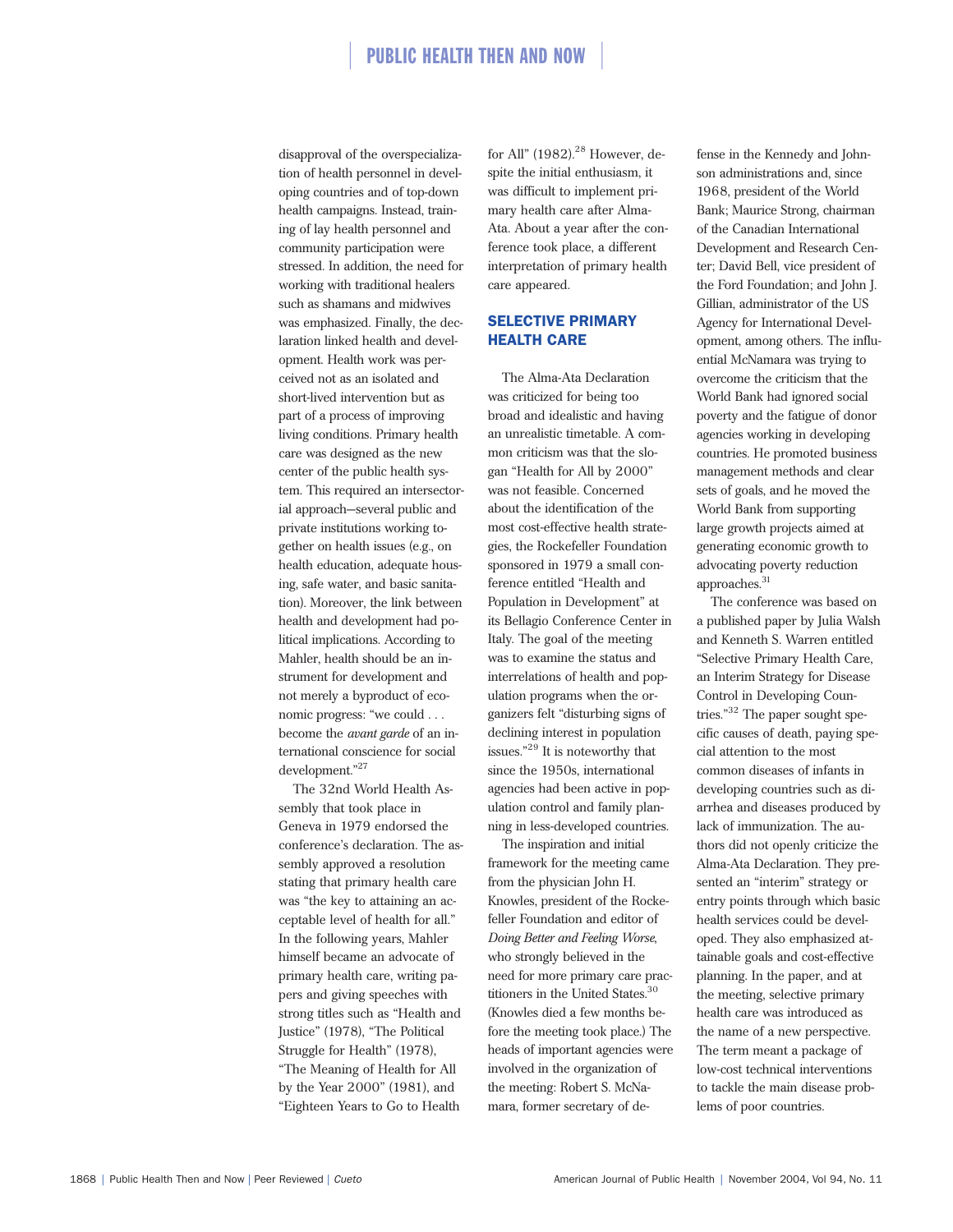disapproval of the overspecialization of health personnel in developing countries and of top-down health campaigns. Instead, training of lay health personnel and community participation were stressed. In addition, the need for working with traditional healers such as shamans and midwives was emphasized. Finally, the declaration linked health and development. Health work was perceived not as an isolated and short-lived intervention but as part of a process of improving living conditions. Primary health care was designed as the new center of the public health system. This required an intersectorial approach—several public and private institutions working together on health issues (e.g., on health education, adequate housing, safe water, and basic sanitation). Moreover, the link between health and development had political implications. According to Mahler, health should be an instrument for development and not merely a byproduct of economic progress: "we could . . . become the *avant garde* of an international conscience for social development."[27]

The 32nd World Health Assembly that took place in Geneva in 1979 endorsed the conference's declaration. The assembly approved a resolution stating that primary health care was "the key to attaining an acceptable level of health for all." In the following years, Mahler himself became an advocate of primary health care, writing papers and giving speeches with strong titles such as "Health and Justice" (1978), "The Political Struggle for Health" (1978), "The Meaning of Health for All by the Year 2000" (1981), and "Eighteen Years to Go to Health for All" (1982).[28] However, despite the initial enthusiasm, it was difficult to implement primary health care after Alma-Ata. About a year after the conference took place, a different interpretation of primary health care appeared.

## SELECTIVE PRIMARY HEALTH CARE

The Alma-Ata Declaration was criticized for being too broad and idealistic and having an unrealistic timetable. A common criticism was that the slogan "Health for All by 2000" was not feasible. Concerned about the identification of the most cost-effective health strategies, the Rockefeller Foundation sponsored in 1979 a small conference entitled "Health and Population in Development" at its Bellagio Conference Center in Italy. The goal of the meeting was to examine the status and interrelations of health and population programs when the organizers felt "disturbing signs of declining interest in population issues."[29] It is noteworthy that since the 1950s, international agencies had been active in population control and family planning in less-developed countries.

The inspiration and initial framework for the meeting came from the physician John H. Knowles, president of the Rockefeller Foundation and editor of *Doing Better and Feeling Worse*, who strongly believed in the need for more primary care practitioners in the United States.[30] (Knowles died a few months before the meeting took place.) The heads of important agencies were involved in the organization of the meeting: Robert S. McNamara, former secretary of defense in the Kennedy and Johnson administrations and, since 1968, president of the World Bank; Maurice Strong, chairman of the Canadian International Development and Research Center; David Bell, vice president of the Ford Foundation; and John J. Gillian, administrator of the US Agency for International Development, among others. The influential McNamara was trying to overcome the criticism that the World Bank had ignored social poverty and the fatigue of donor agencies working in developing countries. He promoted business management methods and clear sets of goals, and he moved the World Bank from supporting large growth projects aimed at generating economic growth to advocating poverty reduction approaches.[31]

The conference was based on a published paper by Julia Walsh and Kenneth S. Warren entitled "Selective Primary Health Care, an Interim Strategy for Disease Control in Developing Countries."[32] The paper sought specific causes of death, paying special attention to the most common diseases of infants in developing countries such as diarrhea and diseases produced by lack of immunization. The authors did not openly criticize the Alma-Ata Declaration. They presented an "interim" strategy or entry points through which basic health services could be developed. They also emphasized attainable goals and cost-effective planning. In the paper, and at the meeting, selective primary health care was introduced as the name of a new perspective. The term meant a package of low-cost technical interventions to tackle the main disease problems of poor countries.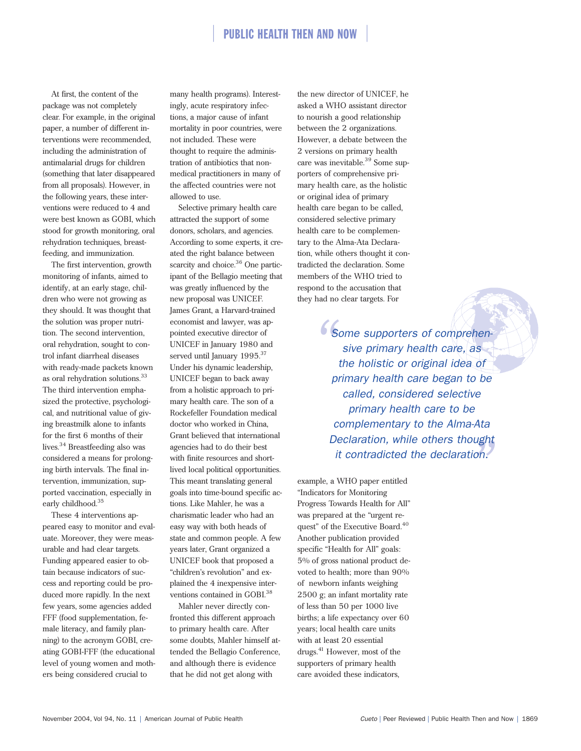At first, the content of the package was not completely clear. For example, in the original paper, a number of different interventions were recommended, including the administration of antimalarial drugs for children (something that later disappeared from all proposals). However, in the following years, these interventions were reduced to 4 and were best known as GOBI, which stood for growth monitoring, oral rehydration techniques, breastfeeding, and immunization.

The first intervention, growth monitoring of infants, aimed to identify, at an early stage, children who were not growing as they should. It was thought that the solution was proper nutrition. The second intervention, oral rehydration, sought to control infant diarrheal diseases with ready-made packets known as oral rehydration solutions.[33] The third intervention emphasized the protective, psychological, and nutritional value of giving breastmilk alone to infants for the first 6 months of their lives.[34] Breastfeeding also was considered a means for prolonging birth intervals. The final intervention, immunization, supported vaccination, especially in early childhood.[35]

These 4 interventions appeared easy to monitor and evaluate. Moreover, they were measurable and had clear targets. Funding appeared easier to obtain because indicators of success and reporting could be produced more rapidly. In the next few years, some agencies added FFF (food supplementation, female literacy, and family planning) to the acronym GOBI, creating GOBI-FFF (the educational level of young women and mothers being considered crucial to many health programs). Interestingly, acute respiratory infections, a major cause of infant mortality in poor countries, were not included. These were thought to require the administration of antibiotics that nonmedical practitioners in many of the affected countries were not allowed to use.

Selective primary health care attracted the support of some donors, scholars, and agencies. According to some experts, it created the right balance between scarcity and choice.[36] One participant of the Bellagio meeting that was greatly influenced by the new proposal was UNICEF. James Grant, a Harvard-trained economist and lawyer, was appointed executive director of UNICEF in January 1980 and served until January 1995.[37] Under his dynamic leadership, UNICEF began to back away from a holistic approach to primary health care. The son of a Rockefeller Foundation medical doctor who worked in China, Grant believed that international agencies had to do their best with finite resources and short-lived local political opportunities. This meant translating general goals into time-bound specific actions. Like Mahler, he was a charismatic leader who had an easy way with both heads of state and common people. A few years later, Grant organized a UNICEF book that proposed a "children's revolution" and explained the 4 inexpensive interventions contained in GOBI.[38]

Mahler never directly confronted this different approach to primary health care. After some doubts, Mahler himself attended the Bellagio Conference, and although there is evidence that he did not get along with the new director of UNICEF, he asked a WHO assistant director to nourish a good relationship between the 2 organizations. However, a debate between the 2 versions on primary health care was inevitable.[39] Some supporters of comprehensive primary health care, as the holistic or original idea of primary health care began to be called, considered selective primary health care to be complementary to the Alma-Ata Declaration, while others thought it contradicted the declaration. Some members of the WHO tried to respond to the accusation that they had no clear targets. For example, a WHO paper entitled "Indicators for Monitoring Progress Towards Health for All" was prepared at the "urgent request" of the Executive Board.[40] Another publication provided specific "Health for All" goals: 5% of gross national product devoted to health; more than 90% of newborn infants weighing 2500 g; an infant mortality rate of less than 50 per 1000 live births; a life expectancy over 60 years; local health care units with at least 20 essential drugs.[41] However, most of the supporters of primary health care avoided these indicators,

> *"Some supporters of comprehensive primary health care, as the holistic or original idea of primary health care began to be called, considered selective primary health care to be complementary to the Alma-Ata Declaration, while others thought it contradicted the declaration."*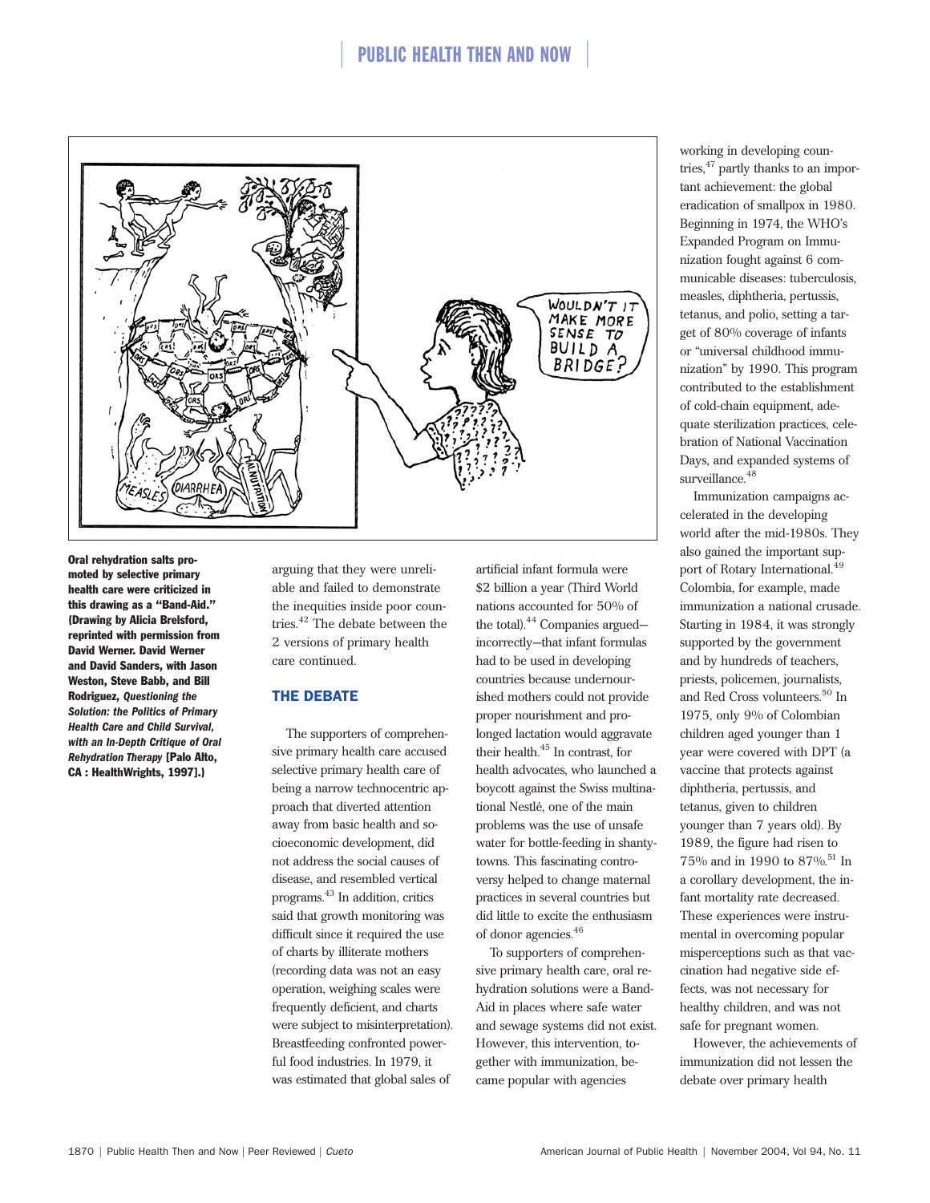**Oral rehydration salts promoted by selective primary health care were criticized in this drawing as a "Band-Aid." (Drawing by Alicia Brelsford, reprinted with permission from David Werner. David Werner and David Sanders, with Jason Weston, Steve Babb, and Bill Rodriguez, *Questioning the Solution: the Politics of Primary Health Care and Child Survival, with an In-Depth Critique of Oral Rehydration Therapy* [Palo Alto, CA : HealthWrights, 1997].)**

arguing that they were unreliable and failed to demonstrate the inequities inside poor countries.[42] The debate between the 2 versions of primary health care continued.

## THE DEBATE

The supporters of comprehensive primary health care accused selective primary health care of being a narrow technocentric approach that diverted attention away from basic health and socioeconomic development, did not address the social causes of disease, and resembled vertical programs.[43] In addition, critics said that growth monitoring was difficult since it required the use of charts by illiterate mothers (recording data was not an easy operation, weighing scales were frequently deficient, and charts were subject to misinterpretation). Breastfeeding confronted powerful food industries. In 1979, it was estimated that global sales of artificial infant formula were $2 billion a year (Third World nations accounted for 50% of the total).[44] Companies argued—incorrectly—that infant formulas had to be used in developing countries because undernourished mothers could not provide proper nourishment and prolonged lactation would aggravate their health.[45] In contrast, for health advocates, who launched a boycott against the Swiss multinational Nestlé, one of the main problems was the use of unsafe water for bottle-feeding in shantytowns. This fascinating controversy helped to change maternal practices in several countries but did little to excite the enthusiasm of donor agencies.[46]

To supporters of comprehensive primary health care, oral rehydration solutions were a Band-Aid in places where safe water and sewage systems did not exist. However, this intervention, together with immunization, became popular with agencies working in developing countries,[47] partly thanks to an important achievement: the global eradication of smallpox in 1980. Beginning in 1974, the WHO's Expanded Program on Immunization fought against 6 communicable diseases: tuberculosis, measles, diphtheria, pertussis, tetanus, and polio, setting a target of 80% coverage of infants or "universal childhood immunization" by 1990. This program contributed to the establishment of cold-chain equipment, adequate sterilization practices, celebration of National Vaccination Days, and expanded systems of surveillance.[48]

Immunization campaigns accelerated in the developing world after the mid-1980s. They also gained the important support of Rotary International.[49] Colombia, for example, made immunization a national crusade. Starting in 1984, it was strongly supported by the government and by hundreds of teachers, priests, policemen, journalists, and Red Cross volunteers.[50] In 1975, only 9% of Colombian children aged younger than 1 year were covered with DPT (a vaccine that protects against diphtheria, pertussis, and tetanus, given to children younger than 7 years old). By 1989, the figure had risen to 75% and in 1990 to 87%.[51] In a corollary development, the infant mortality rate decreased. These experiences were instrumental in overcoming popular misperceptions such as that vaccination had negative side effects, was not necessary for healthy children, and was not safe for pregnant women.

However, the achievements of immunization did not lessen the debate over primary health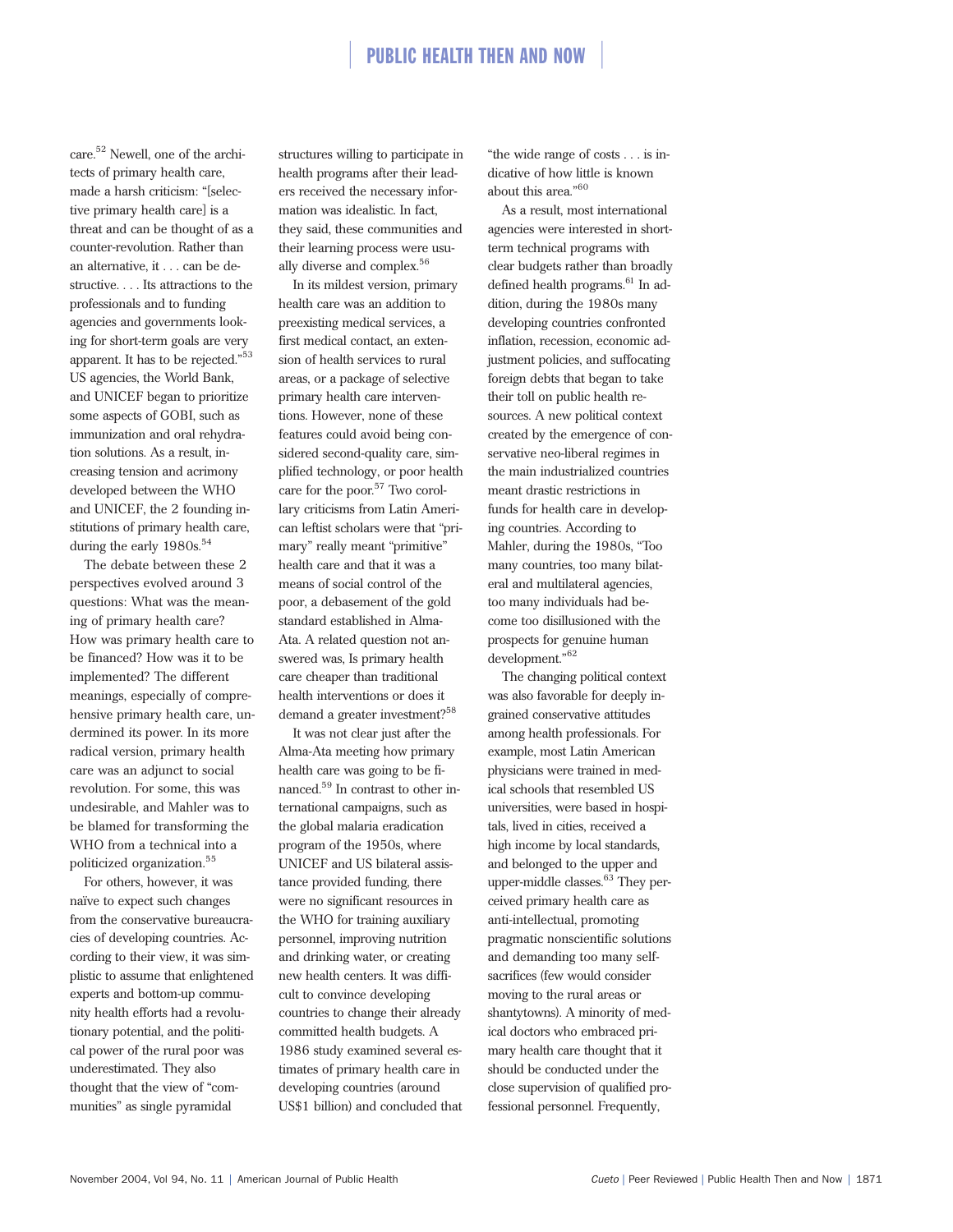care.[52] Newell, one of the architects of primary health care, made a harsh criticism: "[selective primary health care] is a threat and can be thought of as a counter-revolution. Rather than an alternative, it . . . can be destructive. . . . Its attractions to the professionals and to funding agencies and governments looking for short-term goals are very apparent. It has to be rejected."[53] US agencies, the World Bank, and UNICEF began to prioritize some aspects of GOBI, such as immunization and oral rehydration solutions. As a result, increasing tension and acrimony developed between the WHO and UNICEF, the 2 founding institutions of primary health care, during the early 1980s.[54]

The debate between these 2 perspectives evolved around 3 questions: What was the meaning of primary health care? How was primary health care to be financed? How was it to be implemented? The different meanings, especially of comprehensive primary health care, undermined its power. In its more radical version, primary health care was an adjunct to social revolution. For some, this was undesirable, and Mahler was to be blamed for transforming the WHO from a technical into a politicized organization.[55]

For others, however, it was naïve to expect such changes from the conservative bureaucracies of developing countries. According to their view, it was simplistic to assume that enlightened experts and bottom-up community health efforts had a revolutionary potential, and the political power of the rural poor was underestimated. They also thought that the view of "communities" as single pyramidal structures willing to participate in health programs after their leaders received the necessary information was idealistic. In fact, they said, these communities and their learning process were usually diverse and complex.[56]

In its mildest version, primary health care was an addition to preexisting medical services, a first medical contact, an extension of health services to rural areas, or a package of selective primary health care interventions. However, none of these features could avoid being considered second-quality care, simplified technology, or poor health care for the poor.[57] Two corollary criticisms from Latin American leftist scholars were that "primary" really meant "primitive" health care and that it was a means of social control of the poor, a debasement of the gold standard established in Alma-Ata. A related question not answered was, Is primary health care cheaper than traditional health interventions or does it demand a greater investment?[58]

It was not clear just after the Alma-Ata meeting how primary health care was going to be financed.[59] In contrast to other international campaigns, such as the global malaria eradication program of the 1950s, where UNICEF and US bilateral assistance provided funding, there were no significant resources in the WHO for training auxiliary personnel, improving nutrition and drinking water, or creating new health centers. It was difficult to convince developing countries to change their already committed health budgets. A 1986 study examined several estimates of primary health care in developing countries (around US$1 billion) and concluded that "the wide range of costs . . . is indicative of how little is known about this area."[60]

As a result, most international agencies were interested in short-term technical programs with clear budgets rather than broadly defined health programs.[61] In addition, during the 1980s many developing countries confronted inflation, recession, economic adjustment policies, and suffocating foreign debts that began to take their toll on public health resources. A new political context created by the emergence of conservative neo-liberal regimes in the main industrialized countries meant drastic restrictions in funds for health care in developing countries. According to Mahler, during the 1980s, "Too many countries, too many bilateral and multilateral agencies, too many individuals had become too disillusioned with the prospects for genuine human development."[62]

The changing political context was also favorable for deeply ingrained conservative attitudes among health professionals. For example, most Latin American physicians were trained in medical schools that resembled US universities, were based in hospitals, lived in cities, received a high income by local standards, and belonged to the upper and upper-middle classes.[63] They perceived primary health care as anti-intellectual, promoting pragmatic nonscientific solutions and demanding too many self-sacrifices (few would consider moving to the rural areas or shantytowns). A minority of medical doctors who embraced primary health care thought that it should be conducted under the close supervision of qualified professional personnel. Frequently,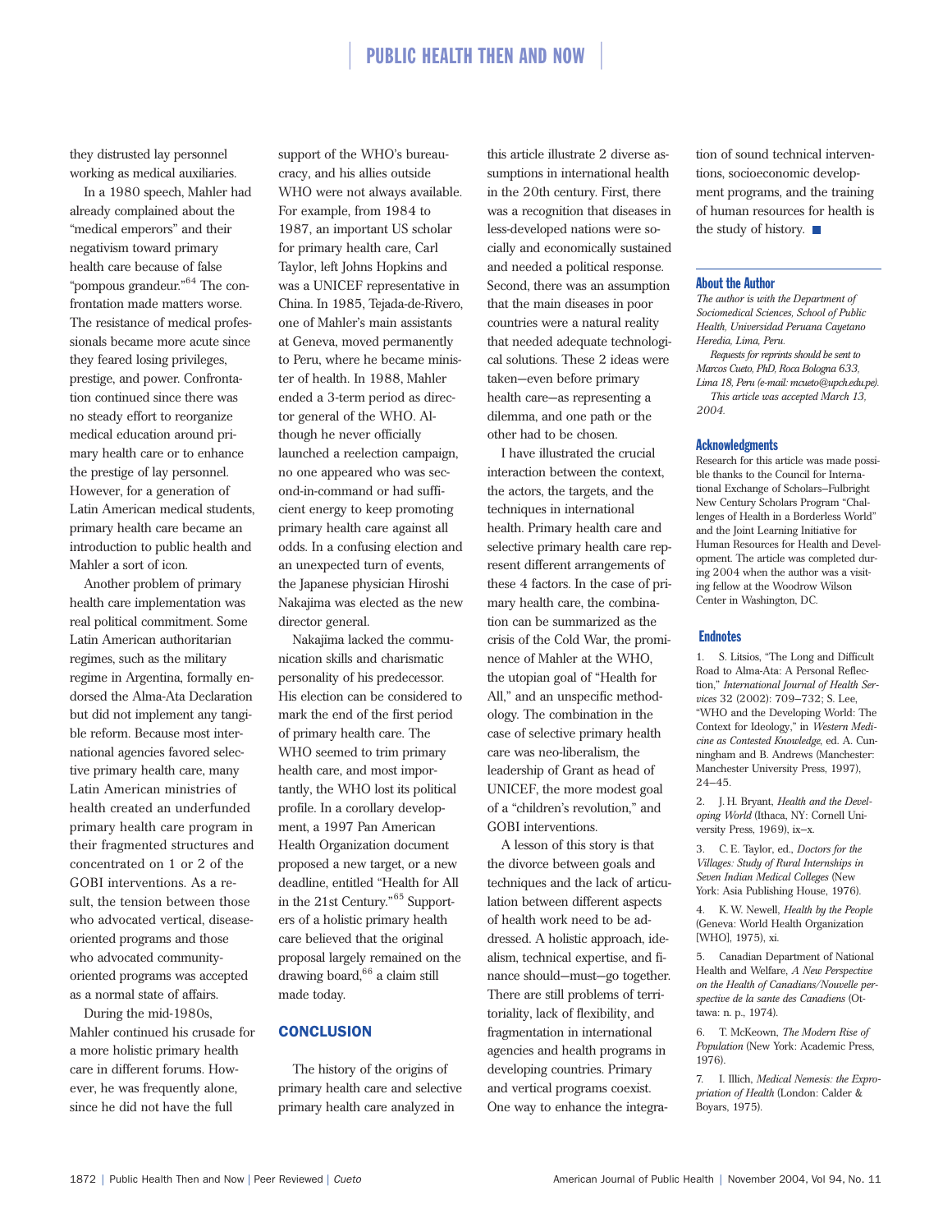they distrusted lay personnel working as medical auxiliaries.

In a 1980 speech, Mahler had already complained about the "medical emperors" and their negativism toward primary health care because of false "pompous grandeur."[64] The confrontation made matters worse. The resistance of medical professionals became more acute since they feared losing privileges, prestige, and power. Confrontation continued since there was no steady effort to reorganize medical education around primary health care or to enhance the prestige of lay personnel. However, for a generation of Latin American medical students, primary health care became an introduction to public health and Mahler a sort of icon.

Another problem of primary health care implementation was real political commitment. Some Latin American authoritarian regimes, such as the military regime in Argentina, formally endorsed the Alma-Ata Declaration but did not implement any tangible reform. Because most international agencies favored selective primary health care, many Latin American ministries of health created an underfunded primary health care program in their fragmented structures and concentrated on 1 or 2 of the GOBI interventions. As a result, the tension between those who advocated vertical, disease-oriented programs and those who advocated community-oriented programs was accepted as a normal state of affairs.

During the mid-1980s, Mahler continued his crusade for a more holistic primary health care in different forums. However, he was frequently alone, since he did not have the full support of the WHO's bureaucracy, and his allies outside WHO were not always available. For example, from 1984 to 1987, an important US scholar for primary health care, Carl Taylor, left Johns Hopkins and was a UNICEF representative in China. In 1985, Tejada-de-Rivero, one of Mahler's main assistants at Geneva, moved permanently to Peru, where he became minister of health. In 1988, Mahler ended a 3-term period as director general of the WHO. Although he never officially launched a reelection campaign, no one appeared who was second-in-command or had sufficient energy to keep promoting primary health care against all odds. In a confusing election and an unexpected turn of events, the Japanese physician Hiroshi Nakajima was elected as the new director general.

Nakajima lacked the communication skills and charismatic personality of his predecessor. His election can be considered to mark the end of the first period of primary health care. The WHO seemed to trim primary health care, and most importantly, the WHO lost its political profile. In a corollary development, a 1997 Pan American Health Organization document proposed a new target, or a new deadline, entitled "Health for All in the 21st Century."[65] Supporters of a holistic primary health care believed that the original proposal largely remained on the drawing board,[66] a claim still made today.

## CONCLUSION

The history of the origins of primary health care and selective primary health care analyzed in this article illustrate 2 diverse assumptions in international health in the 20th century. First, there was a recognition that diseases in less-developed nations were socially and economically sustained and needed a political response. Second, there was an assumption that the main diseases in poor countries were a natural reality that needed adequate technological solutions. These 2 ideas were taken—even before primary health care—as representing a dilemma, and one path or the other had to be chosen.

I have illustrated the crucial interaction between the context, the actors, the targets, and the techniques in international health. Primary health care and selective primary health care represent different arrangements of these 4 factors. In the case of primary health care, the combination can be summarized as the crisis of the Cold War, the prominence of Mahler at the WHO, the utopian goal of "Health for All," and an unspecific methodology. The combination in the case of selective primary health care was neo-liberalism, the leadership of Grant as head of UNICEF, the more modest goal of a "children's revolution," and GOBI interventions.

A lesson of this story is that the divorce between goals and techniques and the lack of articulation between different aspects of health work need to be addressed. A holistic approach, idealism, technical expertise, and finance should—must—go together. There are still problems of territoriality, lack of flexibility, and fragmentation in international agencies and health programs in developing countries. Primary and vertical programs coexist. One way to enhance the integration of sound technical interventions, socioeconomic development programs, and the training of human resources for health is the study of history. ■

### About the Author

*The author is with the Department of Sociomedical Sciences, School of Public Health, Universidad Peruana Cayetano Heredia, Lima, Peru.*

*Requests for reprints should be sent to Marcos Cueto, PhD, Roca Bologna 633, Lima 18, Peru (e-mail: mcueto@upch.edu.pe).*

*This article was accepted March 13, 2004.*

### Acknowledgments

Research for this article was made possible thanks to the Council for International Exchange of Scholars–Fulbright New Century Scholars Program "Challenges of Health in a Borderless World" and the Joint Learning Initiative for Human Resources for Health and Development. The article was completed during 2004 when the author was a visiting fellow at the Woodrow Wilson Center in Washington, DC.

### Endnotes

1. S. Litsios, "The Long and Difficult Road to Alma-Ata: A Personal Reflection," *International Journal of Health Services* 32 (2002): 709–732; S. Lee, "WHO and the Developing World: The Context for Ideology," in *Western Medicine as Contested Knowledge*, ed. A. Cunningham and B. Andrews (Manchester: Manchester University Press, 1997), 24–45.

2. J. H. Bryant, *Health and the Developing World* (Ithaca, NY: Cornell University Press, 1969), ix–x.

3. C. E. Taylor, ed., *Doctors for the Villages: Study of Rural Internships in Seven Indian Medical Colleges* (New York: Asia Publishing House, 1976).

4. K. W. Newell, *Health by the People* (Geneva: World Health Organization [WHO], 1975), xi.

5. Canadian Department of National Health and Welfare, *A New Perspective on the Health of Canadians/Nouvelle perspective de la sante des Canadiens* (Ottawa: n. p., 1974).

6. T. McKeown, *The Modern Rise of Population* (New York: Academic Press, 1976).

7. I. Illich, *Medical Nemesis: the Expropriation of Health* (London: Calder & Boyars, 1975).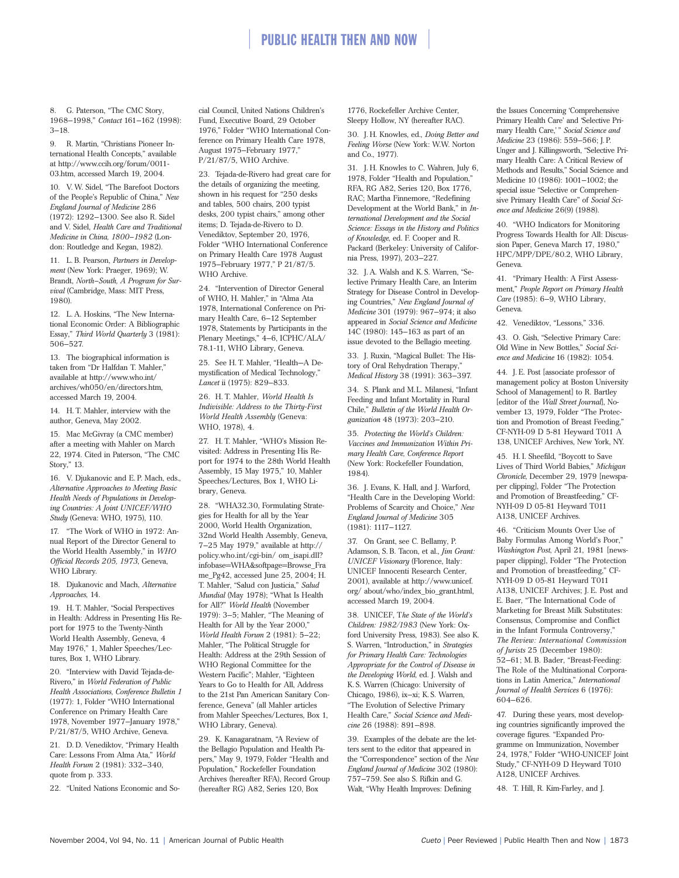8. G. Paterson, "The CMC Story, 1968–1998," *Contact* 161–162 (1998): 3–18.

9. R. Martin, "Christians Pioneer International Health Concepts," available at http://www.ccih.org/forum/0011-03.htm, accessed March 19, 2004.

10. V. W. Sidel, "The Barefoot Doctors of the People's Republic of China," *New England Journal of Medicine* 286 (1972): 1292–1300. See also R. Sidel and V. Sidel, *Health Care and Traditional Medicine in China, 1800–1982* (London: Routledge and Kegan, 1982).

11. L. B. Pearson, *Partners in Development* (New York: Praeger, 1969); W. Brandt, *North–South, A Program for Survival* (Cambridge, Mass: MIT Press, 1980).

12. L. A. Hoskins, "The New International Economic Order: A Bibliographic Essay," *Third World Quarterly* 3 (1981): 506–527.

13. The biographical information is taken from "Dr Halfdan T. Mahler," available at http://www.who.int/archives/wh050/en/directors.htm, accessed March 19, 2004.

14. H. T. Mahler, interview with the author, Geneva, May 2002.

15. Mac McGivray (a CMC member) after a meeting with Mahler on March 22, 1974. Cited in Paterson, "The CMC Story," 13.

16. V. Djukanovic and E. P. Mach, eds., *Alternative Approaches to Meeting Basic Health Needs of Populations in Developing Countries: A Joint UNICEF/WHO Study* (Geneva: WHO, 1975), 110.

17. "The Work of WHO in 1972: Annual Report of the Director General to the World Health Assembly," in *WHO Official Records 205, 1973*, Geneva, WHO Library.

18. Djukanovic and Mach, *Alternative Approaches*, 14.

19. H. T. Mahler, "Social Perspectives in Health: Address in Presenting His Report for 1975 to the Twenty-Ninth World Health Assembly, Geneva, 4 May 1976," 1, Mahler Speeches/Lectures, Box 1, WHO Library.

20. "Interview with David Tejada-de-Rivero," in *World Federation of Public Health Associations, Conference Bulletin 1* (1977): 1, Folder "WHO International Conference on Primary Health Care 1978, November 1977–January 1978," P/21/87/5, WHO Archive, Geneva.

21. D. D. Venediktov, "Primary Health Care: Lessons From Alma Ata," *World Health Forum* 2 (1981): 332–340, quote from p. 333.

22. "United Nations Economic and Social Council, United Nations Children's Fund, Executive Board, 29 October 1976," Folder "WHO International Conference on Primary Health Care 1978, August 1975–February 1977," P/21/87/5, WHO Archive.

23. Tejada-de-Rivero had great care for the details of organizing the meeting, shown in his request for "250 desks and tables, 500 chairs, 200 typist desks, 200 typist chairs," among other items; D. Tejada-de-Rivero to D. Venediktov, September 20, 1976, Folder "WHO International Conference on Primary Health Care 1978 August 1975–February 1977," P 21/87/5. WHO Archive.

24. "Intervention of Director General of WHO, H. Mahler," in "Alma Ata 1978, International Conference on Primary Health Care, 6–12 September 1978, Statements by Participants in the Plenary Meetings," 4–6, ICPHC/ALA/78.1-11, WHO Library, Geneva.

25. See H. T. Mahler, "Health—A Demystification of Medical Technology," *Lancet* ii (1975): 829–833.

26. H. T. Mahler, *World Health Is Indivisible: Address to the Thirty-First World Health Assembly* (Geneva: WHO, 1978), 4.

27. H. T. Mahler, "WHO's Mission Revisited: Address in Presenting His Report for 1974 to the 28th World Health Assembly, 15 May 1975," 10, Mahler Speeches/Lectures, Box 1, WHO Library, Geneva.

28. "WHA32.30, Formulating Strategies for Health for all by the Year 2000, World Health Organization, 32nd World Health Assembly, Geneva, 7–25 May 1979," available at http://policy.who.int/cgi-bin/ om_isapi.dll?infobase=WHA&softpage=Browse_Frame_Pg42, accessed June 25, 2004; H. T. Mahler, "Salud con Justicia," *Salud Mundial* (May 1978); "What Is Health for All?" *World Health* (November 1979): 3–5; Mahler, "The Meaning of Health for All by the Year 2000," *World Health Forum* 2 (1981): 5–22; Mahler, "The Political Struggle for Health: Address at the 29th Session of WHO Regional Committee for the Western Pacific"; Mahler, "Eighteen Years to Go to Health for All, Address to the 21st Pan American Sanitary Conference, Geneva" (all Mahler articles from Mahler Speeches/Lectures, Box 1, WHO Library, Geneva).

29. K. Kanagaratnam, "A Review of the Bellagio Population and Health Papers," May 9, 1979, Folder "Health and Population," Rockefeller Foundation Archives (hereafter RFA), Record Group (hereafter RG) A82, Series 120, Box 1776, Rockefeller Archive Center, Sleepy Hollow, NY (hereafter RAC).

30. J. H. Knowles, ed., *Doing Better and Feeling Worse* (New York: W.W. Norton and Co., 1977).

31. J. H. Knowles to C. Wahren, July 6, 1978, Folder "Health and Population," RFA, RG A82, Series 120, Box 1776, RAC; Martha Finnemore, "Redefining Development at the World Bank," in *International Development and the Social Science: Essays in the History and Politics of Knowledge*, ed. F. Cooper and R. Packard (Berkeley: University of California Press, 1997), 203–227.

32. J. A. Walsh and K. S. Warren, "Selective Primary Health Care, an Interim Strategy for Disease Control in Developing Countries," *New England Journal of Medicine* 301 (1979): 967–974; it also appeared in *Social Science and Medicine* 14C (1980): 145–163 as part of an issue devoted to the Bellagio meeting.

33. J. Ruxin, "Magical Bullet: The History of Oral Rehydration Therapy," *Medical History* 38 (1991): 363–397.

34. S. Plank and M. L. Milanesi, "Infant Feeding and Infant Mortality in Rural Chile," *Bulletin of the World Health Organization* 48 (1973): 203–210.

35. *Protecting the World's Children: Vaccines and Immunization Within Primary Health Care, Conference Report* (New York: Rockefeller Foundation, 1984).

36. J. Evans, K. Hall, and J. Warford, "Health Care in the Developing World: Problems of Scarcity and Choice," *New England Journal of Medicine* 305 (1981): 1117–1127.

37. On Grant, see C. Bellamy, P. Adamson, S. B. Tacon, et al., *Jim Grant: UNICEF Visionary* (Florence, Italy: UNICEF Innocenti Research Center, 2001), available at http://www.unicef.org/ about/who/index_bio_grant.html, accessed March 19, 2004.

38. UNICEF, T*he State of the World's Children: 1982/1983* (New York: Oxford University Press, 1983). See also K. S. Warren, "Introduction," in *Strategies for Primary Health Care: Technologies Appropriate for the Control of Disease in the Developing World,* ed. J. Walsh and K. S. Warren (Chicago: University of Chicago, 1986), ix–xi; K. S. Warren, "The Evolution of Selective Primary Health Care," *Social Science and Medicine* 26 (1988): 891–898.

39. Examples of the debate are the letters sent to the editor that appeared in the "Correspondence" section of the *New England Journal of Medicine* 302 (1980): 757–759. See also S. Rifkin and G. Walt, "Why Health Improves: Defining the Issues Concerning 'Comprehensive Primary Health Care' and 'Selective Primary Health Care,' " *Social Science and Medicine* 23 (1986): 559–566; J. P. Unger and J. Killingsworth, "Selective Primary Health Care: A Critical Review of Methods and Results," Social Science and Medicine 10 (1986): 1001–1002; the special issue "Selective or Comprehensive Primary Health Care" of *Social Science and Medicine* 26(9) (1988).

40. "WHO Indicators for Monitoring Progress Towards Health for All: Discussion Paper, Geneva March 17, 1980," HPC/MPP/DPE/80.2, WHO Library, Geneva.

41. "Primary Health: A First Assessment," *People Report on Primary Health Care* (1985): 6–9, WHO Library, Geneva.

42. Venediktov, "Lessons," 336.

43. O. Gish, "Selective Primary Care: Old Wine in New Bottles," *Social Science and Medicine* 16 (1982): 1054.

44. J. E. Post [associate professor of management policy at Boston University School of Management] to R. Bartley [editor of the *Wall Street Journal*], November 13, 1979, Folder "The Protection and Promotion of Breast Feeding," CF-NYH-09 D 5-81 Heyward T011 A 138, UNICEF Archives, New York, NY.

45. H. I. Sheefild, "Boycott to Save Lives of Third World Babies," *Michigan Chronicle*, December 29, 1979 [newspaper clipping], Folder "The Protection and Promotion of Breastfeeding," CF-NYH-09 D 05-81 Heyward T011 A138, UNICEF Archives.

46. "Criticism Mounts Over Use of Baby Formulas Among World's Poor," *Washington Post*, April 21, 1981 [newspaper clipping], Folder "The Protection and Promotion of breastfeeding," CF-NYH-09 D 05-81 Heyward T011 A138, UNICEF Archives; J. E. Post and E. Baer, "The International Code of Marketing for Breast Milk Substitutes: Consensus, Compromise and Conflict in the Infant Formula Controversy," *The Review: International Commission of Jurists* 25 (December 1980): 52–61; M. B. Bader, "Breast-Feeding: The Role of the Multinational Corporations in Latin America," *International Journal of Health Services* 6 (1976): 604–626.

47. During these years, most developing countries significantly improved the coverage figures. "Expanded Programme on Immunization, November 24, 1978," Folder "WHO-UNICEF Joint Study," CF-NYH-09 D Heyward T010 A128, UNICEF Archives.

48. T. Hill, R. Kim-Farley, and J.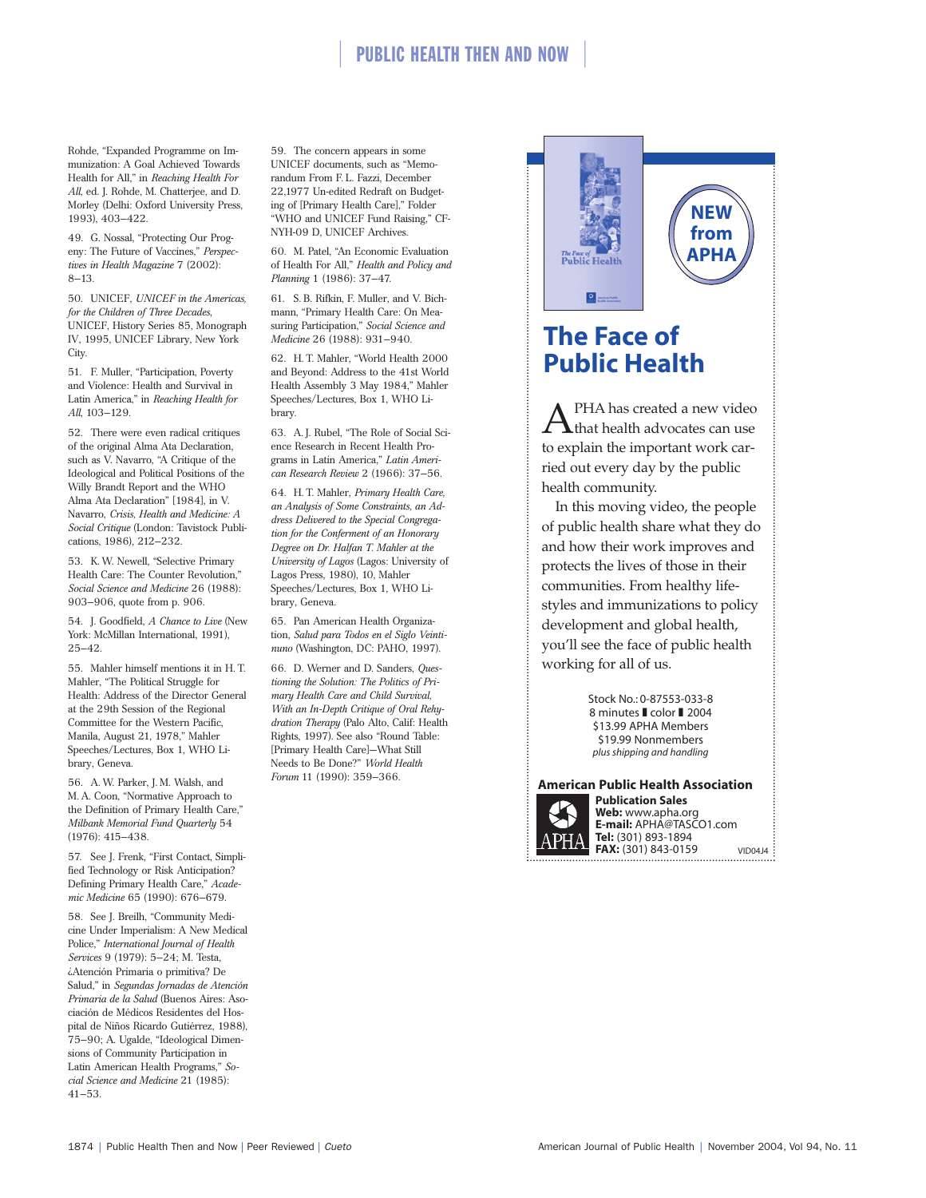Rohde, "Expanded Programme on Immunization: A Goal Achieved Towards Health for All," in *Reaching Health For All*, ed. J. Rohde, M. Chatterjee, and D. Morley (Delhi: Oxford University Press, 1993), 403–422.

49. G. Nossal, "Protecting Our Progeny: The Future of Vaccines," *Perspectives in Health Magazine* 7 (2002): 8–13.

50. UNICEF, *UNICEF in the Americas, for the Children of Three Decades*, UNICEF, History Series 85, Monograph IV, 1995, UNICEF Library, New York City.

51. F. Muller, "Participation, Poverty and Violence: Health and Survival in Latin America," in *Reaching Health for All*, 103–129.

52. There were even radical critiques of the original Alma Ata Declaration, such as V. Navarro, "A Critique of the Ideological and Political Positions of the Willy Brandt Report and the WHO Alma Ata Declaration" [1984], in V. Navarro, *Crisis, Health and Medicine: A Social Critique* (London: Tavistock Publications, 1986), 212–232.

53. K. W. Newell, "Selective Primary Health Care: The Counter Revolution," *Social Science and Medicine* 26 (1988): 903–906, quote from p. 906.

54. J. Goodfield, *A Chance to Live* (New York: McMillan International, 1991), 25–42.

55. Mahler himself mentions it in H. T. Mahler, "The Political Struggle for Health: Address of the Director General at the 29th Session of the Regional Committee for the Western Pacific, Manila, August 21, 1978," Mahler Speeches/Lectures, Box 1, WHO Library, Geneva.

56. A. W. Parker, J. M. Walsh, and M. A. Coon, "Normative Approach to the Definition of Primary Health Care," *Milbank Memorial Fund Quarterly* 54 (1976): 415–438.

57. See J. Frenk, "First Contact, Simplified Technology or Risk Anticipation? Defining Primary Health Care," *Academic Medicine* 65 (1990): 676–679.

58. See J. Breilh, "Community Medicine Under Imperialism: A New Medical Police," *International Journal of Health Services* 9 (1979): 5–24; M. Testa, ¿Atención Primaria o primitiva? De Salud," in *Segundas Jornadas de Atención Primaria de la Salud* (Buenos Aires: Asociación de Médicos Residentes del Hospital de Niños Ricardo Gutiérrez, 1988), 75–90; A. Ugalde, "Ideological Dimensions of Community Participation in Latin American Health Programs," *Social Science and Medicine* 21 (1985): 41–53.

59. The concern appears in some UNICEF documents, such as "Memorandum From F. L. Fazzi, December 22,1977 Un-edited Redraft on Budgeting of [Primary Health Care]," Folder "WHO and UNICEF Fund Raising," CF-NYH-09 D, UNICEF Archives.

60. M. Patel, "An Economic Evaluation of Health For All," *Health and Policy and Planning* 1 (1986): 37–47.

61. S. B. Rifkin, F. Muller, and V. Bichmann, "Primary Health Care: On Measuring Participation," *Social Science and Medicine* 26 (1988): 931–940.

62. H. T. Mahler, "World Health 2000 and Beyond: Address to the 41st World Health Assembly 3 May 1984," Mahler Speeches/Lectures, Box 1, WHO Library.

63. A. J. Rubel, "The Role of Social Science Research in Recent Health Programs in Latin America," *Latin American Research Review* 2 (1966): 37–56.

64. H. T. Mahler, *Primary Health Care, an Analysis of Some Constraints, an Address Delivered to the Special Congregation for the Conferment of an Honorary Degree on Dr. Halfan T. Mahler at the University of Lagos* (Lagos: University of Lagos Press, 1980), 10, Mahler Speeches/Lectures, Box 1, WHO Library, Geneva.

65. Pan American Health Organization, *Salud para Todos en el Siglo Veintinuno* (Washington, DC: PAHO, 1997).

66. D. Werner and D. Sanders, *Questioning the Solution: The Politics of Primary Health Care and Child Survival, With an In-Depth Critique of Oral Rehydration Therapy* (Palo Alto, Calif: Health Rights, 1997). See also "Round Table: [Primary Health Care]—What Still Needs to Be Done?" *World Health Forum* 11 (1990): 359–366.

NEW from APHA

## The Face of Public Health

APHA has created a new video that health advocates can use to explain the important work carried out every day by the public health community.

In this moving video, the people of public health share what they do and how their work improves and protects the lives of those in their communities. From healthy lifestyles and immunizations to policy development and global health, you'll see the face of public health working for all of us.

Stock No.: 0-87553-033-8
8 minutes ▮ color ▮ 2004
$13.99 APHA Members
$19.99 Nonmembers
*plus shipping and handling*

**American Public Health Association**
**Publication Sales**
**Web:** www.apha.org
**E-mail:** APHA@TASCO1.com
**Tel:** (301) 893-1894
**FAX:** (301) 843-0159

VID04J4